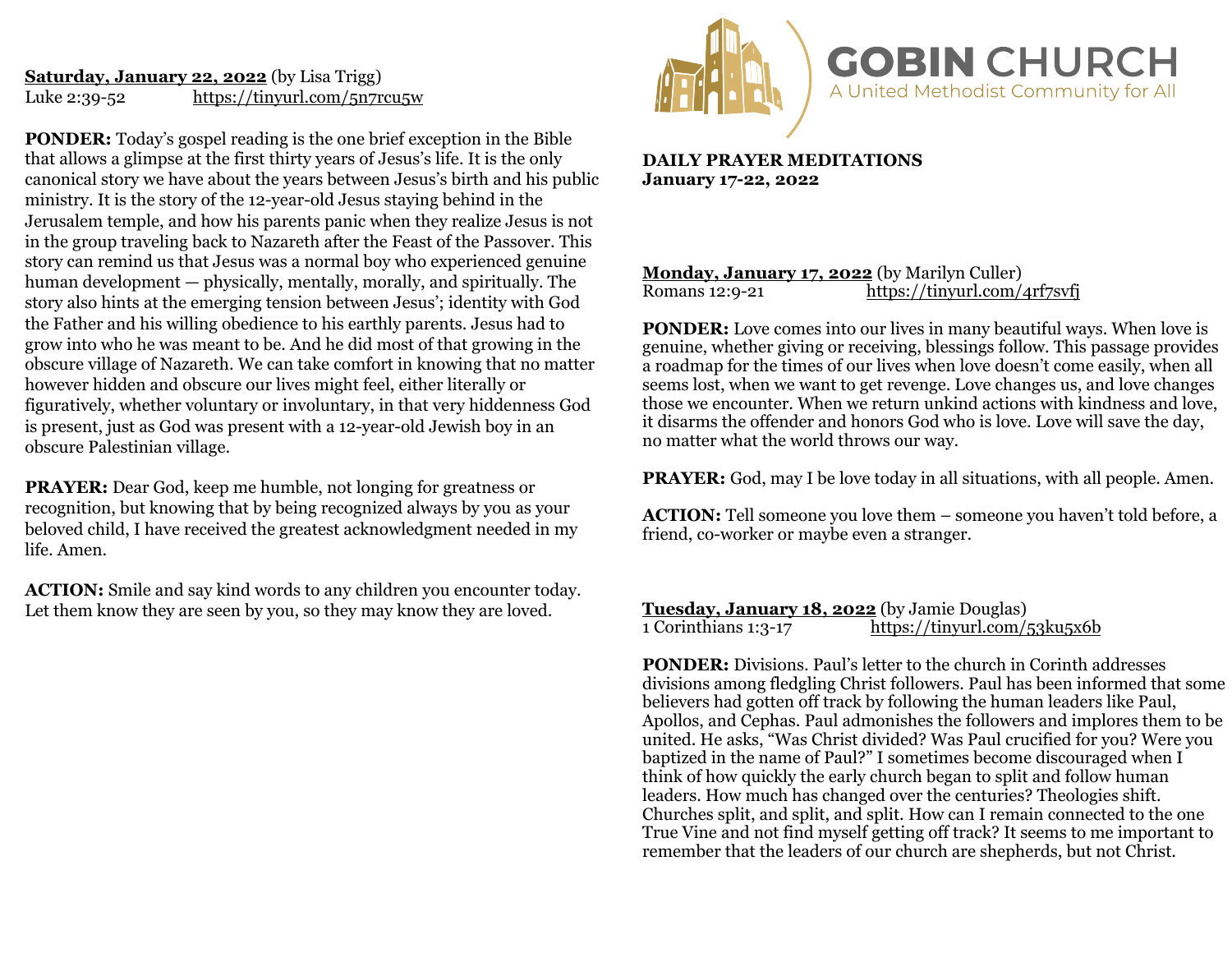# GOBIN CHURCH

A United Methodist Community for All

**DAILY PRAYER MEDITATIONS**
**January 17-22, 2022**

**Monday, January 17, 2022** (by Marilyn Culler)
Romans 12:9-21 https://tinyurl.com/4rf7svfj

**PONDER:** Love comes into our lives in many beautiful ways. When love is genuine, whether giving or receiving, blessings follow. This passage provides a roadmap for the times of our lives when love doesn't come easily, when all seems lost, when we want to get revenge. Love changes us, and love changes those we encounter. When we return unkind actions with kindness and love, it disarms the offender and honors God who is love. Love will save the day, no matter what the world throws our way.

**PRAYER:** God, may I be love today in all situations, with all people. Amen.

**ACTION:** Tell someone you love them – someone you haven't told before, a friend, co-worker or maybe even a stranger.

**Tuesday, January 18, 2022** (by Jamie Douglas)
1 Corinthians 1:3-17 https://tinyurl.com/53ku5x6b

**PONDER:** Divisions. Paul's letter to the church in Corinth addresses divisions among fledgling Christ followers. Paul has been informed that some believers had gotten off track by following the human leaders like Paul, Apollos, and Cephas. Paul admonishes the followers and implores them to be united. He asks, "Was Christ divided? Was Paul crucified for you? Were you baptized in the name of Paul?" I sometimes become discouraged when I think of how quickly the early church began to split and follow human leaders. How much has changed over the centuries? Theologies shift. Churches split, and split, and split. How can I remain connected to the one True Vine and not find myself getting off track? It seems to me important to remember that the leaders of our church are shepherds, but not Christ.

**Saturday, January 22, 2022** (by Lisa Trigg)
Luke 2:39-52 https://tinyurl.com/5n7rcu5w

**PONDER:** Today's gospel reading is the one brief exception in the Bible that allows a glimpse at the first thirty years of Jesus's life. It is the only canonical story we have about the years between Jesus's birth and his public ministry. It is the story of the 12-year-old Jesus staying behind in the Jerusalem temple, and how his parents panic when they realize Jesus is not in the group traveling back to Nazareth after the Feast of the Passover. This story can remind us that Jesus was a normal boy who experienced genuine human development — physically, mentally, morally, and spiritually. The story also hints at the emerging tension between Jesus'; identity with God the Father and his willing obedience to his earthly parents. Jesus had to grow into who he was meant to be. And he did most of that growing in the obscure village of Nazareth. We can take comfort in knowing that no matter however hidden and obscure our lives might feel, either literally or figuratively, whether voluntary or involuntary, in that very hiddenness God is present, just as God was present with a 12-year-old Jewish boy in an obscure Palestinian village.

**PRAYER:** Dear God, keep me humble, not longing for greatness or recognition, but knowing that by being recognized always by you as your beloved child, I have received the greatest acknowledgment needed in my life. Amen.

**ACTION:** Smile and say kind words to any children you encounter today. Let them know they are seen by you, so they may know they are loved.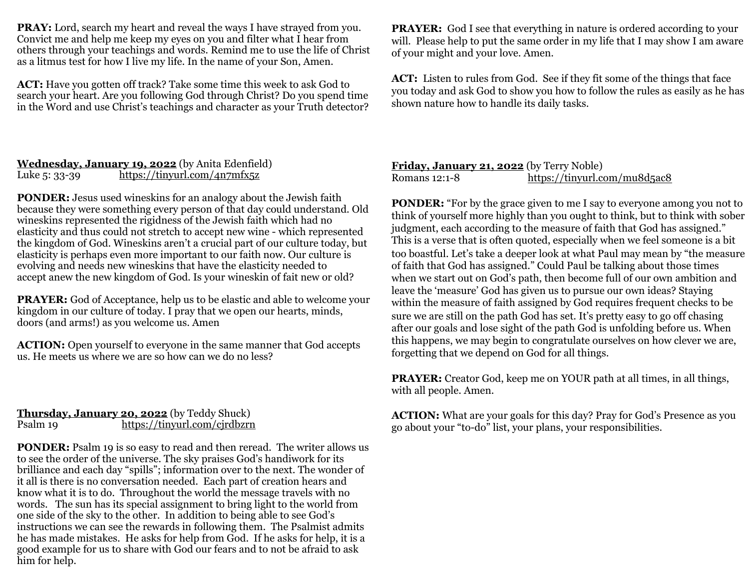**PRAY:** Lord, search my heart and reveal the ways I have strayed from you. Convict me and help me keep my eyes on you and filter what I hear from others through your teachings and words. Remind me to use the life of Christ as a litmus test for how I live my life. In the name of your Son, Amen.

**ACT:** Have you gotten off track? Take some time this week to ask God to search your heart. Are you following God through Christ? Do you spend time in the Word and use Christ's teachings and character as your Truth detector?

**Wednesday, January 19, 2022** (by Anita Edenfield)
Luke 5: 33-39 https://tinyurl.com/4n7mfx5z

**PONDER:** Jesus used wineskins for an analogy about the Jewish faith because they were something every person of that day could understand. Old wineskins represented the rigidness of the Jewish faith which had no elasticity and thus could not stretch to accept new wine - which represented the kingdom of God. Wineskins aren't a crucial part of our culture today, but elasticity is perhaps even more important to our faith now. Our culture is evolving and needs new wineskins that have the elasticity needed to accept anew the new kingdom of God. Is your wineskin of fait new or old?

**PRAYER:** God of Acceptance, help us to be elastic and able to welcome your kingdom in our culture of today. I pray that we open our hearts, minds, doors (and arms!) as you welcome us. Amen

**ACTION:** Open yourself to everyone in the same manner that God accepts us. He meets us where we are so how can we do no less?

**Thursday, January 20, 2022** (by Teddy Shuck)
Psalm 19 https://tinyurl.com/cjrdbzrn

**PONDER:** Psalm 19 is so easy to read and then reread. The writer allows us to see the order of the universe. The sky praises God's handiwork for its brilliance and each day "spills"; information over to the next. The wonder of it all is there is no conversation needed. Each part of creation hears and know what it is to do. Throughout the world the message travels with no words. The sun has its special assignment to bring light to the world from one side of the sky to the other. In addition to being able to see God's instructions we can see the rewards in following them. The Psalmist admits he has made mistakes. He asks for help from God. If he asks for help, it is a good example for us to share with God our fears and to not be afraid to ask him for help.

**PRAYER:** God I see that everything in nature is ordered according to your will. Please help to put the same order in my life that I may show I am aware of your might and your love. Amen.

**ACT:** Listen to rules from God. See if they fit some of the things that face you today and ask God to show you how to follow the rules as easily as he has shown nature how to handle its daily tasks.

**Friday, January 21, 2022** (by Terry Noble)
Romans 12:1-8 https://tinyurl.com/mu8d5ac8

**PONDER:** "For by the grace given to me I say to everyone among you not to think of yourself more highly than you ought to think, but to think with sober judgment, each according to the measure of faith that God has assigned." This is a verse that is often quoted, especially when we feel someone is a bit too boastful. Let's take a deeper look at what Paul may mean by "the measure of faith that God has assigned." Could Paul be talking about those times when we start out on God's path, then become full of our own ambition and leave the 'measure' God has given us to pursue our own ideas? Staying within the measure of faith assigned by God requires frequent checks to be sure we are still on the path God has set. It's pretty easy to go off chasing after our goals and lose sight of the path God is unfolding before us. When this happens, we may begin to congratulate ourselves on how clever we are, forgetting that we depend on God for all things.

**PRAYER:** Creator God, keep me on YOUR path at all times, in all things, with all people. Amen.

**ACTION:** What are your goals for this day? Pray for God's Presence as you go about your "to-do" list, your plans, your responsibilities.